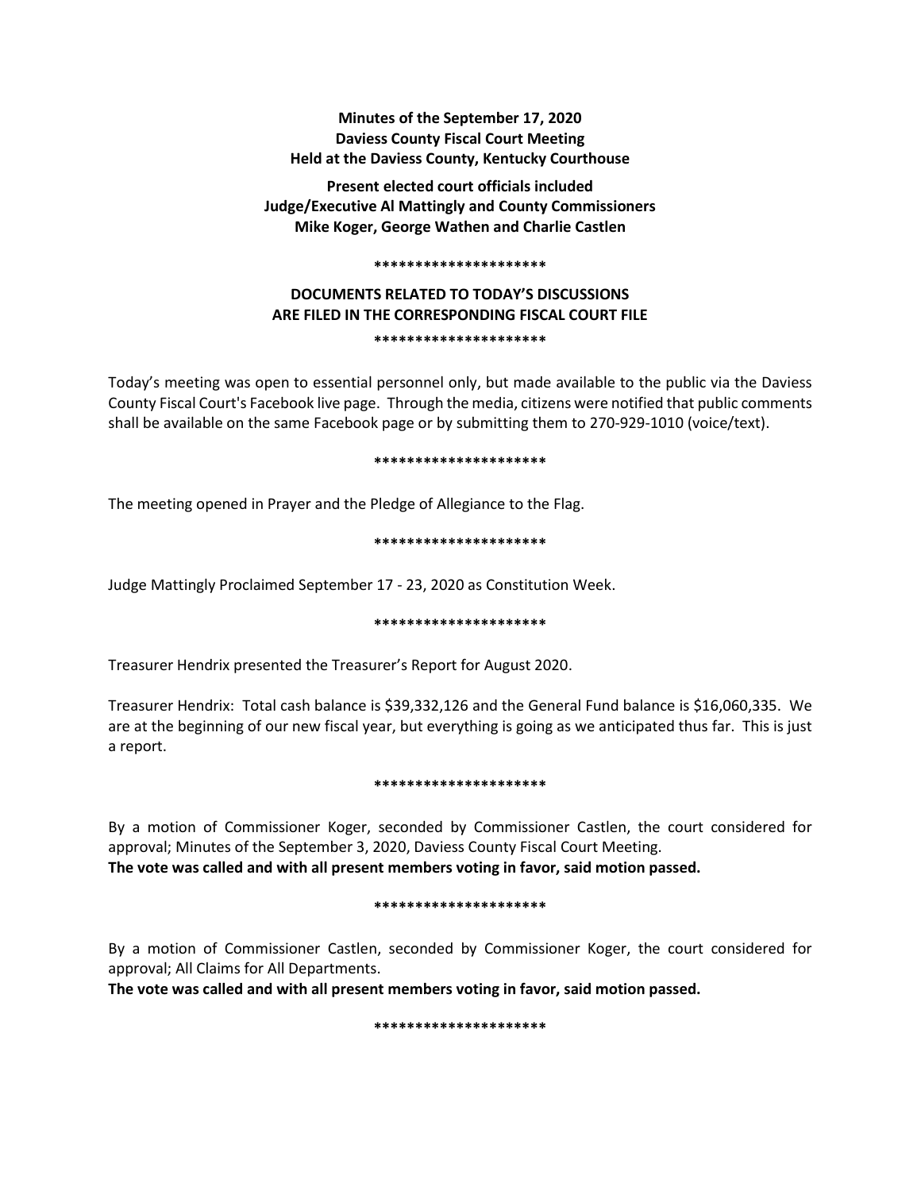**Minutes of the September 17, 2020**
**Daviess County Fiscal Court Meeting**
**Held at the Daviess County, Kentucky Courthouse**

**Present elected court officials included**
**Judge/Executive Al Mattingly and County Commissioners**
**Mike Koger, George Wathen and Charlie Castlen**

*********************

**DOCUMENTS RELATED TO TODAY'S DISCUSSIONS**
**ARE FILED IN THE CORRESPONDING FISCAL COURT FILE**

*********************

Today's meeting was open to essential personnel only, but made available to the public via the Daviess County Fiscal Court's Facebook live page. Through the media, citizens were notified that public comments shall be available on the same Facebook page or by submitting them to 270-929-1010 (voice/text).

*********************

The meeting opened in Prayer and the Pledge of Allegiance to the Flag.

*********************

Judge Mattingly Proclaimed September 17 - 23, 2020 as Constitution Week.

*********************

Treasurer Hendrix presented the Treasurer's Report for August 2020.

Treasurer Hendrix: Total cash balance is $39,332,126 and the General Fund balance is $16,060,335. We are at the beginning of our new fiscal year, but everything is going as we anticipated thus far. This is just a report.

*********************

By a motion of Commissioner Koger, seconded by Commissioner Castlen, the court considered for approval; Minutes of the September 3, 2020, Daviess County Fiscal Court Meeting.
**The vote was called and with all present members voting in favor, said motion passed.**

*********************

By a motion of Commissioner Castlen, seconded by Commissioner Koger, the court considered for approval; All Claims for All Departments.
**The vote was called and with all present members voting in favor, said motion passed.**

*********************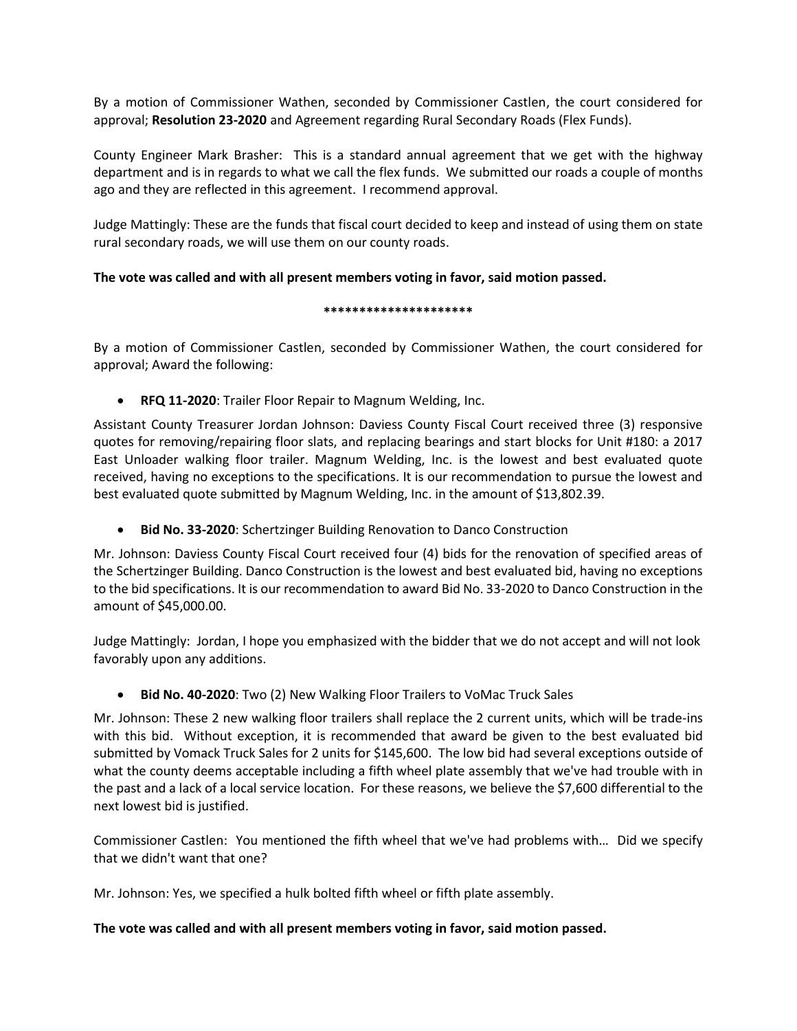By a motion of Commissioner Wathen, seconded by Commissioner Castlen, the court considered for approval; **Resolution 23-2020** and Agreement regarding Rural Secondary Roads (Flex Funds).

County Engineer Mark Brasher: This is a standard annual agreement that we get with the highway department and is in regards to what we call the flex funds. We submitted our roads a couple of months ago and they are reflected in this agreement. I recommend approval.

Judge Mattingly: These are the funds that fiscal court decided to keep and instead of using them on state rural secondary roads, we will use them on our county roads.

**The vote was called and with all present members voting in favor, said motion passed.**

*********************

By a motion of Commissioner Castlen, seconded by Commissioner Wathen, the court considered for approval; Award the following:

- **RFQ 11-2020**: Trailer Floor Repair to Magnum Welding, Inc.

Assistant County Treasurer Jordan Johnson: Daviess County Fiscal Court received three (3) responsive quotes for removing/repairing floor slats, and replacing bearings and start blocks for Unit #180: a 2017 East Unloader walking floor trailer. Magnum Welding, Inc. is the lowest and best evaluated quote received, having no exceptions to the specifications. It is our recommendation to pursue the lowest and best evaluated quote submitted by Magnum Welding, Inc. in the amount of $13,802.39.

- **Bid No. 33-2020**: Schertzinger Building Renovation to Danco Construction

Mr. Johnson: Daviess County Fiscal Court received four (4) bids for the renovation of specified areas of the Schertzinger Building. Danco Construction is the lowest and best evaluated bid, having no exceptions to the bid specifications. It is our recommendation to award Bid No. 33-2020 to Danco Construction in the amount of $45,000.00.

Judge Mattingly: Jordan, I hope you emphasized with the bidder that we do not accept and will not look favorably upon any additions.

- **Bid No. 40-2020**: Two (2) New Walking Floor Trailers to VoMac Truck Sales

Mr. Johnson: These 2 new walking floor trailers shall replace the 2 current units, which will be trade-ins with this bid. Without exception, it is recommended that award be given to the best evaluated bid submitted by Vomack Truck Sales for 2 units for $145,600. The low bid had several exceptions outside of what the county deems acceptable including a fifth wheel plate assembly that we've had trouble with in the past and a lack of a local service location. For these reasons, we believe the $7,600 differential to the next lowest bid is justified.

Commissioner Castlen: You mentioned the fifth wheel that we've had problems with… Did we specify that we didn't want that one?

Mr. Johnson: Yes, we specified a hulk bolted fifth wheel or fifth plate assembly.

**The vote was called and with all present members voting in favor, said motion passed.**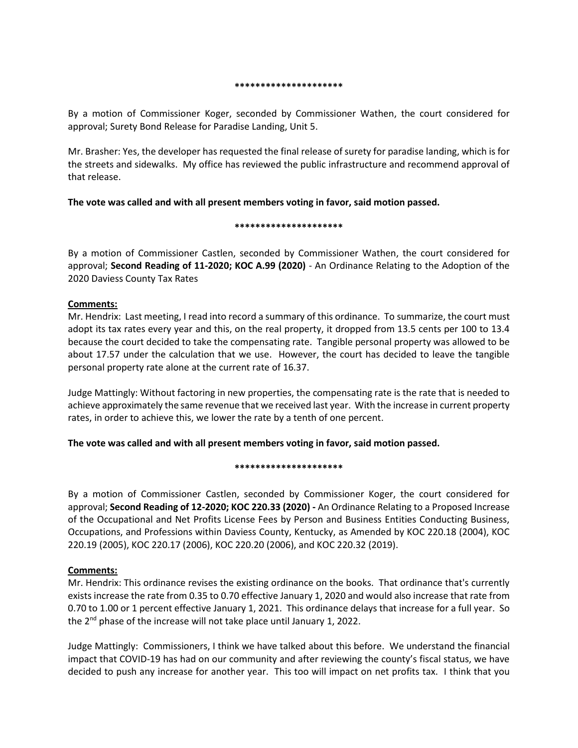*********************

By a motion of Commissioner Koger, seconded by Commissioner Wathen, the court considered for approval; Surety Bond Release for Paradise Landing, Unit 5.

Mr. Brasher: Yes, the developer has requested the final release of surety for paradise landing, which is for the streets and sidewalks. My office has reviewed the public infrastructure and recommend approval of that release.

**The vote was called and with all present members voting in favor, said motion passed.**

*********************

By a motion of Commissioner Castlen, seconded by Commissioner Wathen, the court considered for approval; **Second Reading of 11-2020; KOC A.99 (2020)** - An Ordinance Relating to the Adoption of the 2020 Daviess County Tax Rates

**Comments:**

Mr. Hendrix: Last meeting, I read into record a summary of this ordinance. To summarize, the court must adopt its tax rates every year and this, on the real property, it dropped from 13.5 cents per 100 to 13.4 because the court decided to take the compensating rate. Tangible personal property was allowed to be about 17.57 under the calculation that we use. However, the court has decided to leave the tangible personal property rate alone at the current rate of 16.37.

Judge Mattingly: Without factoring in new properties, the compensating rate is the rate that is needed to achieve approximately the same revenue that we received last year. With the increase in current property rates, in order to achieve this, we lower the rate by a tenth of one percent.

**The vote was called and with all present members voting in favor, said motion passed.**

*********************

By a motion of Commissioner Castlen, seconded by Commissioner Koger, the court considered for approval; **Second Reading of 12-2020; KOC 220.33 (2020) -** An Ordinance Relating to a Proposed Increase of the Occupational and Net Profits License Fees by Person and Business Entities Conducting Business, Occupations, and Professions within Daviess County, Kentucky, as Amended by KOC 220.18 (2004), KOC 220.19 (2005), KOC 220.17 (2006), KOC 220.20 (2006), and KOC 220.32 (2019).

**Comments:**

Mr. Hendrix: This ordinance revises the existing ordinance on the books. That ordinance that's currently exists increase the rate from 0.35 to 0.70 effective January 1, 2020 and would also increase that rate from 0.70 to 1.00 or 1 percent effective January 1, 2021. This ordinance delays that increase for a full year. So the 2nd phase of the increase will not take place until January 1, 2022.

Judge Mattingly: Commissioners, I think we have talked about this before. We understand the financial impact that COVID-19 has had on our community and after reviewing the county's fiscal status, we have decided to push any increase for another year. This too will impact on net profits tax. I think that you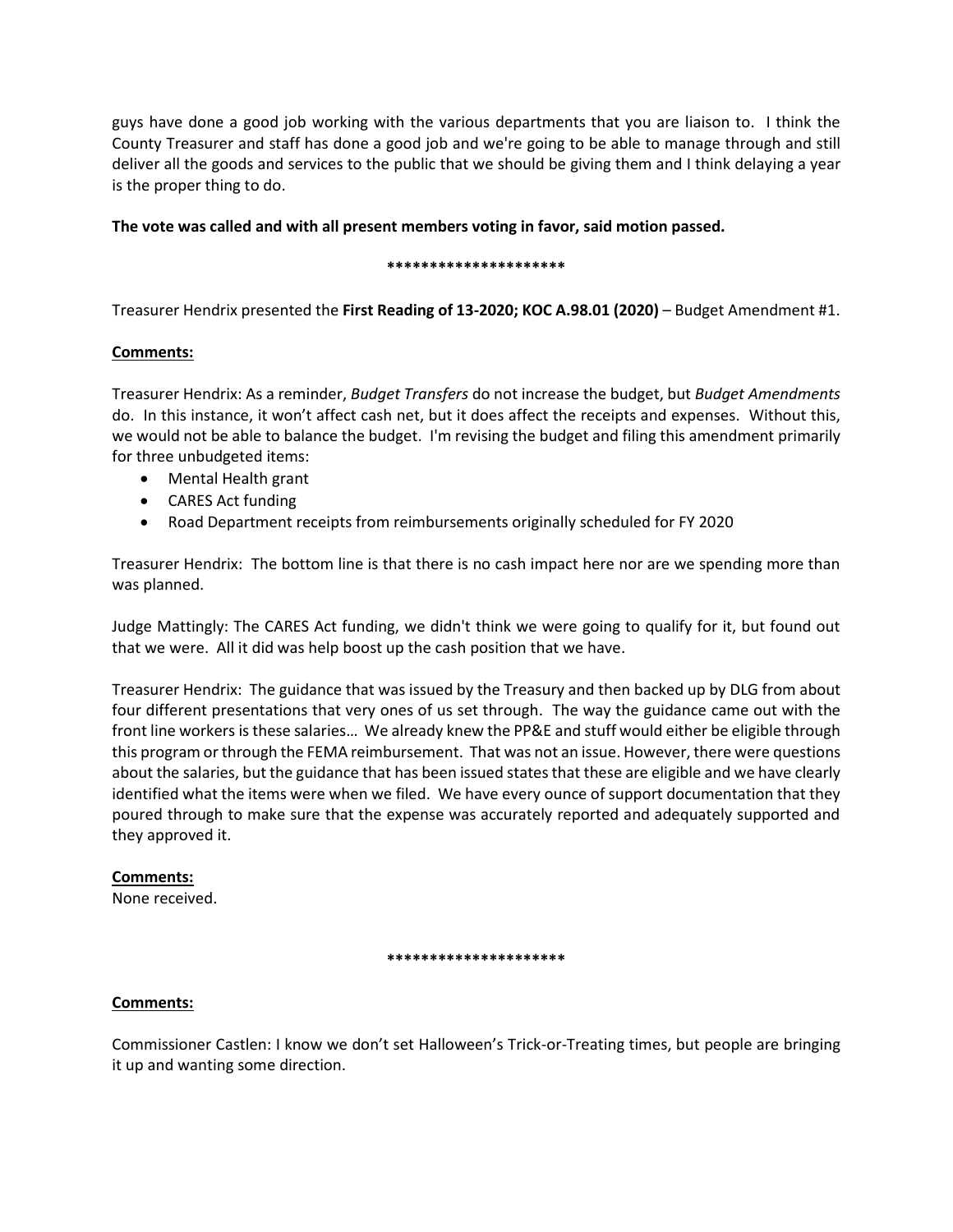guys have done a good job working with the various departments that you are liaison to. I think the County Treasurer and staff has done a good job and we're going to be able to manage through and still deliver all the goods and services to the public that we should be giving them and I think delaying a year is the proper thing to do.

**The vote was called and with all present members voting in favor, said motion passed.**

*********************

Treasurer Hendrix presented the **First Reading of 13-2020; KOC A.98.01 (2020)** – Budget Amendment #1.

**Comments:**

Treasurer Hendrix: As a reminder, *Budget Transfers* do not increase the budget, but *Budget Amendments* do. In this instance, it won't affect cash net, but it does affect the receipts and expenses. Without this, we would not be able to balance the budget. I'm revising the budget and filing this amendment primarily for three unbudgeted items:

- Mental Health grant
- CARES Act funding
- Road Department receipts from reimbursements originally scheduled for FY 2020

Treasurer Hendrix: The bottom line is that there is no cash impact here nor are we spending more than was planned.

Judge Mattingly: The CARES Act funding, we didn't think we were going to qualify for it, but found out that we were. All it did was help boost up the cash position that we have.

Treasurer Hendrix: The guidance that was issued by the Treasury and then backed up by DLG from about four different presentations that very ones of us set through. The way the guidance came out with the front line workers is these salaries… We already knew the PP&E and stuff would either be eligible through this program or through the FEMA reimbursement. That was not an issue. However, there were questions about the salaries, but the guidance that has been issued states that these are eligible and we have clearly identified what the items were when we filed. We have every ounce of support documentation that they poured through to make sure that the expense was accurately reported and adequately supported and they approved it.

**Comments:**
None received.

*********************

**Comments:**

Commissioner Castlen: I know we don't set Halloween's Trick-or-Treating times, but people are bringing it up and wanting some direction.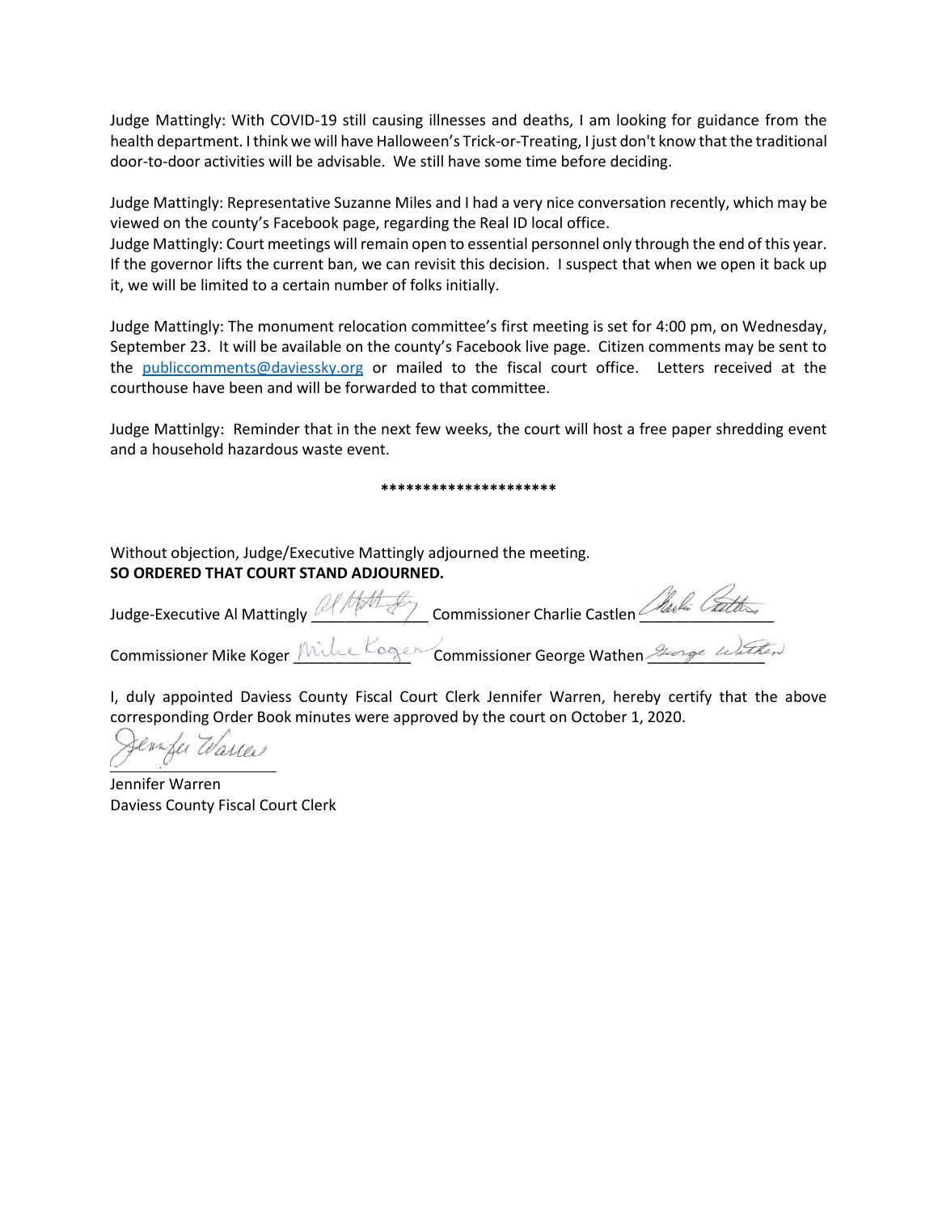Judge Mattingly: With COVID-19 still causing illnesses and deaths, I am looking for guidance from the health department. I think we will have Halloween's Trick-or-Treating, I just don't know that the traditional door-to-door activities will be advisable. We still have some time before deciding.

Judge Mattingly: Representative Suzanne Miles and I had a very nice conversation recently, which may be viewed on the county's Facebook page, regarding the Real ID local office.

Judge Mattingly: Court meetings will remain open to essential personnel only through the end of this year. If the governor lifts the current ban, we can revisit this decision. I suspect that when we open it back up it, we will be limited to a certain number of folks initially.

Judge Mattingly: The monument relocation committee's first meeting is set for 4:00 pm, on Wednesday, September 23. It will be available on the county's Facebook live page. Citizen comments may be sent to the publiccomments@daviessky.org or mailed to the fiscal court office. Letters received at the courthouse have been and will be forwarded to that committee.

Judge Mattinlgy: Reminder that in the next few weeks, the court will host a free paper shredding event and a household hazardous waste event.

*********************

Without objection, Judge/Executive Mattingly adjourned the meeting.

**SO ORDERED THAT COURT STAND ADJOURNED.**

Judge-Executive Al Mattingly ______________ Commissioner Charlie Castlen ______________

Commissioner Mike Koger ______________ Commissioner George Wathen ______________

I, duly appointed Daviess County Fiscal Court Clerk Jennifer Warren, hereby certify that the above corresponding Order Book minutes were approved by the court on October 1, 2020.

______________

Jennifer Warren

Daviess County Fiscal Court Clerk